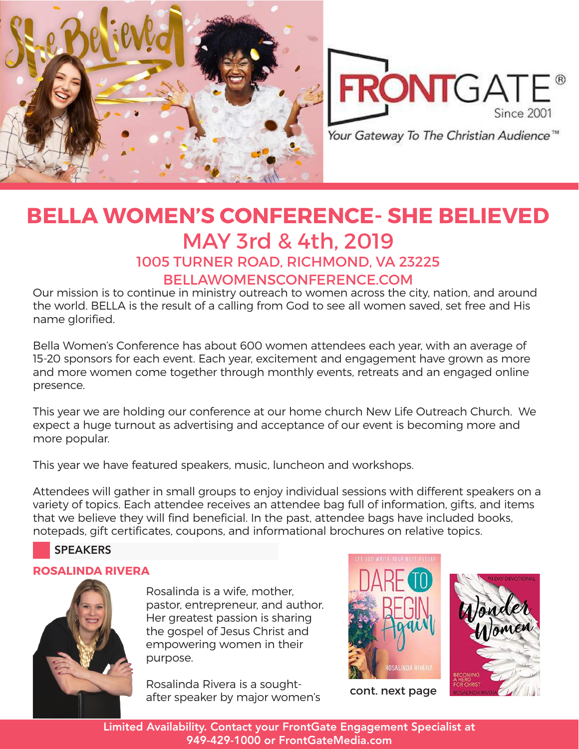FRONTGATE®
Since 2001
*Your Gateway To The Christian Audience™*

# BELLA WOMEN'S CONFERENCE- SHE BELIEVED

## MAY 3rd & 4th, 2019

### 1005 TURNER ROAD, RICHMOND, VA 23225

### BELLAWOMENSCONFERENCE.COM

Our mission is to continue in ministry outreach to women across the city, nation, and around the world. BELLA is the result of a calling from God to see all women saved, set free and His name glorified.

Bella Women's Conference has about 600 women attendees each year, with an average of 15-20 sponsors for each event. Each year, excitement and engagement have grown as more and more women come together through monthly events, retreats and an engaged online presence.

This year we are holding our conference at our home church New Life Outreach Church. We expect a huge turnout as advertising and acceptance of our event is becoming more and more popular.

This year we have featured speakers, music, luncheon and workshops.

Attendees will gather in small groups to enjoy individual sessions with different speakers on a variety of topics. Each attendee receives an attendee bag full of information, gifts, and items that we believe they will find beneficial. In the past, attendee bags have included books, notepads, gift certificates, coupons, and informational brochures on relative topics.

## SPEAKERS

### ROSALINDA RIVERA

Rosalinda is a wife, mother, pastor, entrepreneur, and author. Her greatest passion is sharing the gospel of Jesus Christ and empowering women in their purpose.

Rosalinda Rivera is a sought-after speaker by major women's

cont. next page

**Limited Availability. Contact your FrontGate Engagement Specialist at 949-429-1000 or FrontGateMedia.com**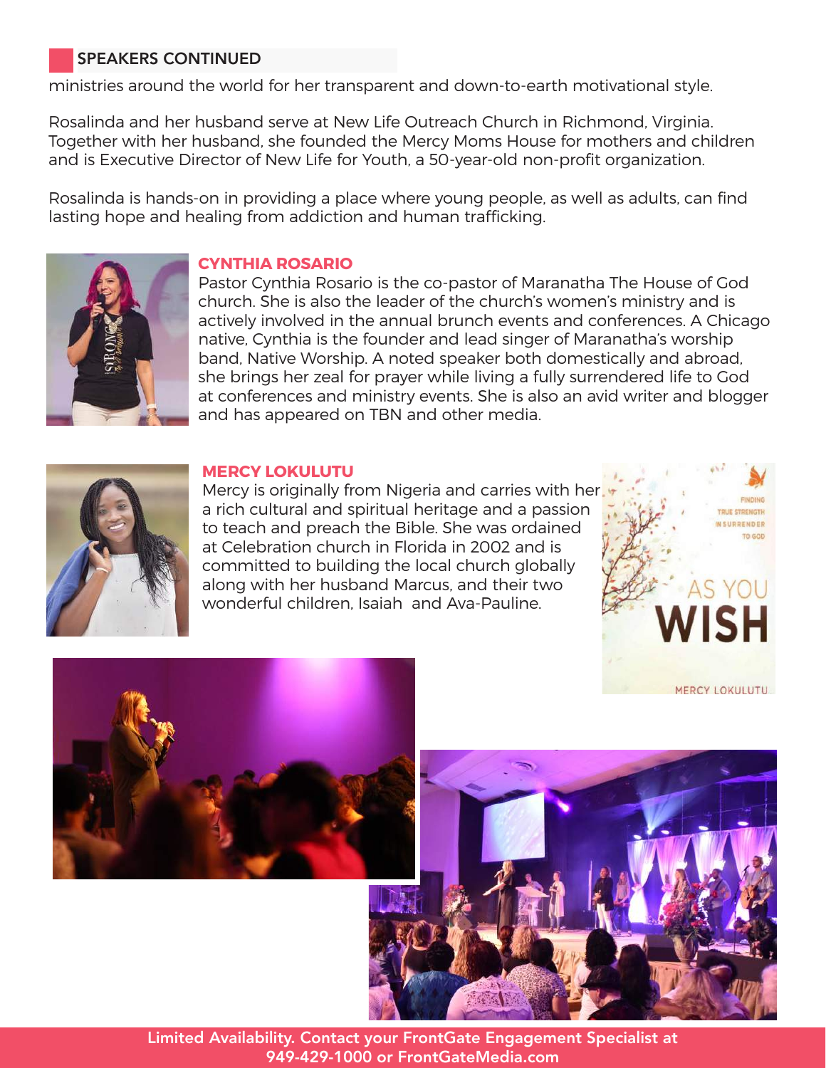## SPEAKERS CONTINUED

ministries around the world for her transparent and down-to-earth motivational style.

Rosalinda and her husband serve at New Life Outreach Church in Richmond, Virginia. Together with her husband, she founded the Mercy Moms House for mothers and children and is Executive Director of New Life for Youth, a 50-year-old non-profit organization.

Rosalinda is hands-on in providing a place where young people, as well as adults, can find lasting hope and healing from addiction and human trafficking.

### CYNTHIA ROSARIO

Pastor Cynthia Rosario is the co-pastor of Maranatha The House of God church. She is also the leader of the church's women's ministry and is actively involved in the annual brunch events and conferences. A Chicago native, Cynthia is the founder and lead singer of Maranatha's worship band, Native Worship. A noted speaker both domestically and abroad, she brings her zeal for prayer while living a fully surrendered life to God at conferences and ministry events. She is also an avid writer and blogger and has appeared on TBN and other media.

### MERCY LOKULUTU

Mercy is originally from Nigeria and carries with her a rich cultural and spiritual heritage and a passion to teach and preach the Bible. She was ordained at Celebration church in Florida in 2002 and is committed to building the local church globally along with her husband Marcus, and their two wonderful children, Isaiah and Ava-Pauline.

Limited Availability. Contact your FrontGate Engagement Specialist at 949-429-1000 or FrontGateMedia.com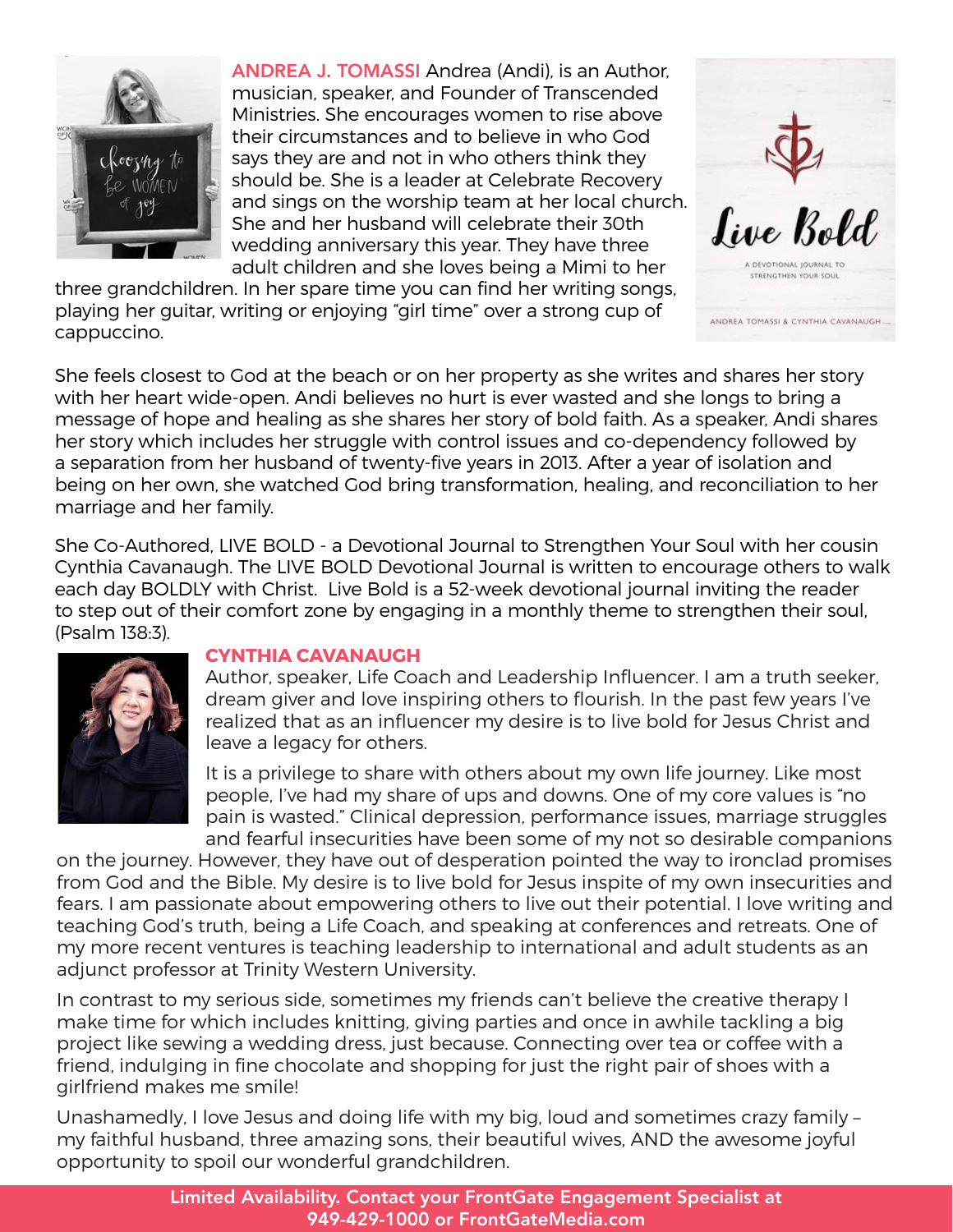**ANDREA J. TOMASSI** Andrea (Andi), is an Author, musician, speaker, and Founder of Transcended Ministries. She encourages women to rise above their circumstances and to believe in who God says they are and not in who others think they should be. She is a leader at Celebrate Recovery and sings on the worship team at her local church. She and her husband will celebrate their 30th wedding anniversary this year. They have three adult children and she loves being a Mimi to her three grandchildren. In her spare time you can find her writing songs, playing her guitar, writing or enjoying "girl time" over a strong cup of cappuccino.

She feels closest to God at the beach or on her property as she writes and shares her story with her heart wide-open. Andi believes no hurt is ever wasted and she longs to bring a message of hope and healing as she shares her story of bold faith. As a speaker, Andi shares her story which includes her struggle with control issues and co-dependency followed by a separation from her husband of twenty-five years in 2013. After a year of isolation and being on her own, she watched God bring transformation, healing, and reconciliation to her marriage and her family.

She Co-Authored, LIVE BOLD - a Devotional Journal to Strengthen Your Soul with her cousin Cynthia Cavanaugh. The LIVE BOLD Devotional Journal is written to encourage others to walk each day BOLDLY with Christ. Live Bold is a 52-week devotional journal inviting the reader to step out of their comfort zone by engaging in a monthly theme to strengthen their soul, (Psalm 138:3).

**CYNTHIA CAVANAUGH**

Author, speaker, Life Coach and Leadership Influencer. I am a truth seeker, dream giver and love inspiring others to flourish. In the past few years I've realized that as an influencer my desire is to live bold for Jesus Christ and leave a legacy for others.

It is a privilege to share with others about my own life journey. Like most people, I've had my share of ups and downs. One of my core values is "no pain is wasted." Clinical depression, performance issues, marriage struggles and fearful insecurities have been some of my not so desirable companions on the journey. However, they have out of desperation pointed the way to ironclad promises from God and the Bible. My desire is to live bold for Jesus inspite of my own insecurities and fears. I am passionate about empowering others to live out their potential. I love writing and teaching God's truth, being a Life Coach, and speaking at conferences and retreats. One of my more recent ventures is teaching leadership to international and adult students as an adjunct professor at Trinity Western University.

In contrast to my serious side, sometimes my friends can't believe the creative therapy I make time for which includes knitting, giving parties and once in awhile tackling a big project like sewing a wedding dress, just because. Connecting over tea or coffee with a friend, indulging in fine chocolate and shopping for just the right pair of shoes with a girlfriend makes me smile!

Unashamedly, I love Jesus and doing life with my big, loud and sometimes crazy family – my faithful husband, three amazing sons, their beautiful wives, AND the awesome joyful opportunity to spoil our wonderful grandchildren.

**Limited Availability. Contact your FrontGate Engagement Specialist at 949-429-1000 or FrontGateMedia.com**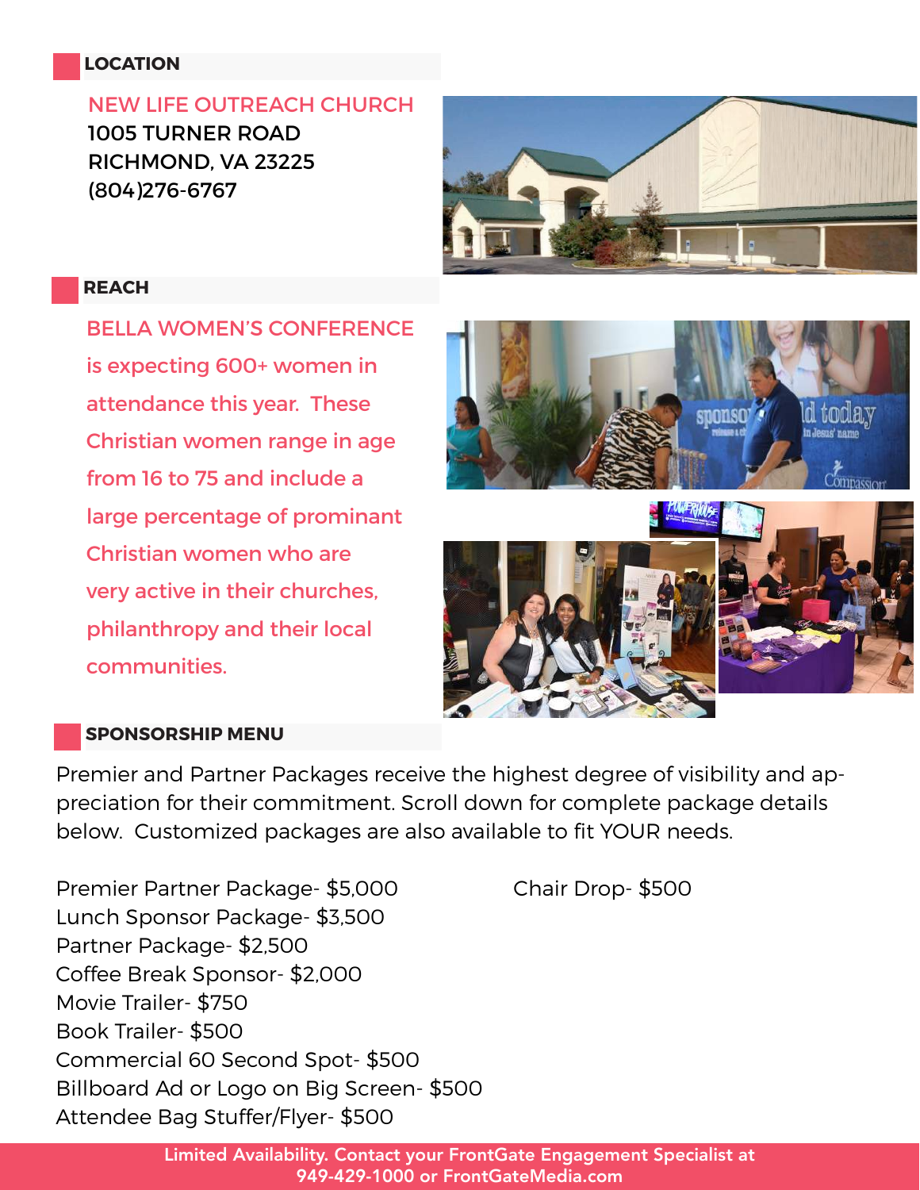## LOCATION

NEW LIFE OUTREACH CHURCH
1005 TURNER ROAD
RICHMOND, VA 23225
(804)276-6767

## REACH

BELLA WOMEN'S CONFERENCE is expecting 600+ women in attendance this year. These Christian women range in age from 16 to 75 and include a large percentage of prominant Christian women who are very active in their churches, philanthropy and their local communities.

## SPONSORSHIP MENU

Premier and Partner Packages receive the highest degree of visibility and appreciation for their commitment. Scroll down for complete package details below. Customized packages are also available to fit YOUR needs.

Premier Partner Package- $5,000
Lunch Sponsor Package- $3,500
Partner Package- $2,500
Coffee Break Sponsor- $2,000
Movie Trailer- $750
Book Trailer- $500
Commercial 60 Second Spot- $500
Billboard Ad or Logo on Big Screen- $500
Attendee Bag Stuffer/Flyer- $500
Chair Drop- $500

**Limited Availability. Contact your FrontGate Engagement Specialist at 949-429-1000 or FrontGateMedia.com**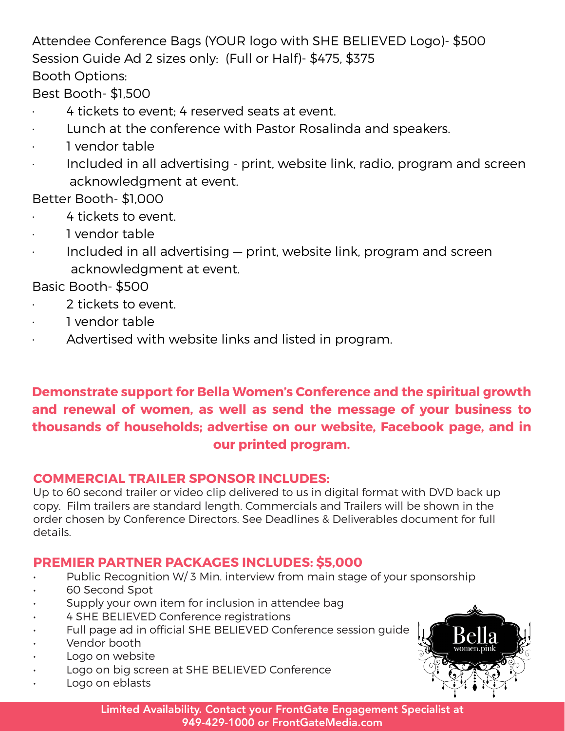Attendee Conference Bags (YOUR logo with SHE BELIEVED Logo)- $500

Session Guide Ad 2 sizes only: (Full or Half)- $475, $375

Booth Options:

Best Booth- $1,500

- 4 tickets to event; 4 reserved seats at event.
- Lunch at the conference with Pastor Rosalinda and speakers.
- 1 vendor table
- Included in all advertising - print, website link, radio, program and screen acknowledgment at event.

Better Booth- $1,000

- 4 tickets to event.
- 1 vendor table
- Included in all advertising — print, website link, program and screen acknowledgment at event.

Basic Booth- $500

- 2 tickets to event.
- 1 vendor table
- Advertised with website links and listed in program.

**Demonstrate support for Bella Women's Conference and the spiritual growth and renewal of women, as well as send the message of your business to thousands of households; advertise on our website, Facebook page, and in our printed program.**

## COMMERCIAL TRAILER SPONSOR INCLUDES:

Up to 60 second trailer or video clip delivered to us in digital format with DVD back up copy. Film trailers are standard length. Commercials and Trailers will be shown in the order chosen by Conference Directors. See Deadlines & Deliverables document for full details.

## PREMIER PARTNER PACKAGES INCLUDES: $5,000

- Public Recognition W/ 3 Min. interview from main stage of your sponsorship
- 60 Second Spot
- Supply your own item for inclusion in attendee bag
- 4 SHE BELIEVED Conference registrations
- Full page ad in official SHE BELIEVED Conference session guide
- Vendor booth
- Logo on website
- Logo on big screen at SHE BELIEVED Conference
- Logo on eblasts

Bella women.pink

Limited Availability. Contact your FrontGate Engagement Specialist at 949-429-1000 or FrontGateMedia.com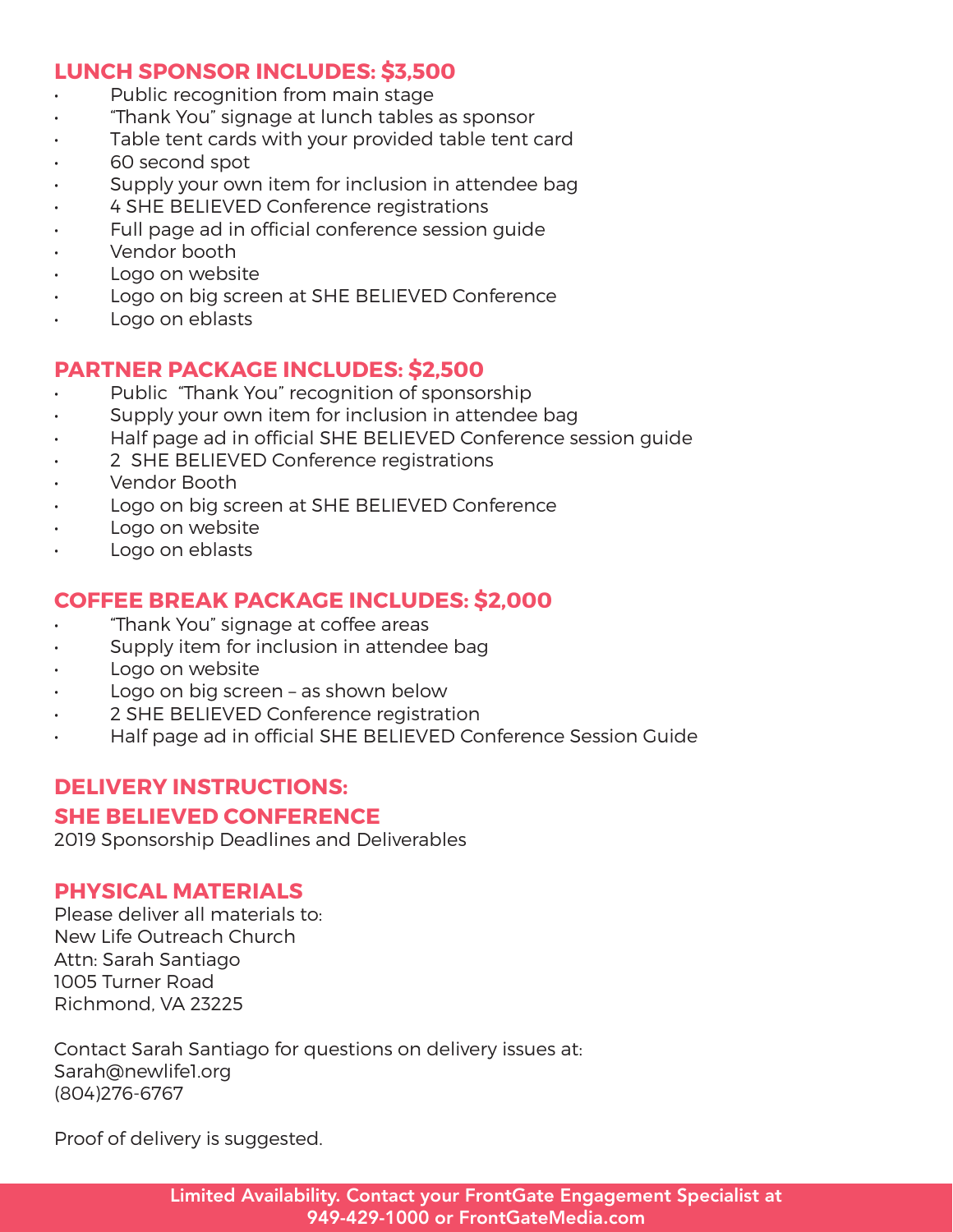## LUNCH SPONSOR INCLUDES: $3,500

- Public recognition from main stage
- “Thank You” signage at lunch tables as sponsor
- Table tent cards with your provided table tent card
- 60 second spot
- Supply your own item for inclusion in attendee bag
- 4 SHE BELIEVED Conference registrations
- Full page ad in official conference session guide
- Vendor booth
- Logo on website
- Logo on big screen at SHE BELIEVED Conference
- Logo on eblasts

## PARTNER PACKAGE INCLUDES: $2,500

- Public “Thank You” recognition of sponsorship
- Supply your own item for inclusion in attendee bag
- Half page ad in official SHE BELIEVED Conference session guide
- 2 SHE BELIEVED Conference registrations
- Vendor Booth
- Logo on big screen at SHE BELIEVED Conference
- Logo on website
- Logo on eblasts

## COFFEE BREAK PACKAGE INCLUDES: $2,000

- “Thank You” signage at coffee areas
- Supply item for inclusion in attendee bag
- Logo on website
- Logo on big screen – as shown below
- 2 SHE BELIEVED Conference registration
- Half page ad in official SHE BELIEVED Conference Session Guide

## DELIVERY INSTRUCTIONS:

## SHE BELIEVED CONFERENCE

2019 Sponsorship Deadlines and Deliverables

## PHYSICAL MATERIALS

Please deliver all materials to:
New Life Outreach Church
Attn: Sarah Santiago
1005 Turner Road
Richmond, VA 23225

Contact Sarah Santiago for questions on delivery issues at:
Sarah@newlife1.org
(804)276-6767

Proof of delivery is suggested.

**Limited Availability. Contact your FrontGate Engagement Specialist at 949-429-1000 or FrontGateMedia.com**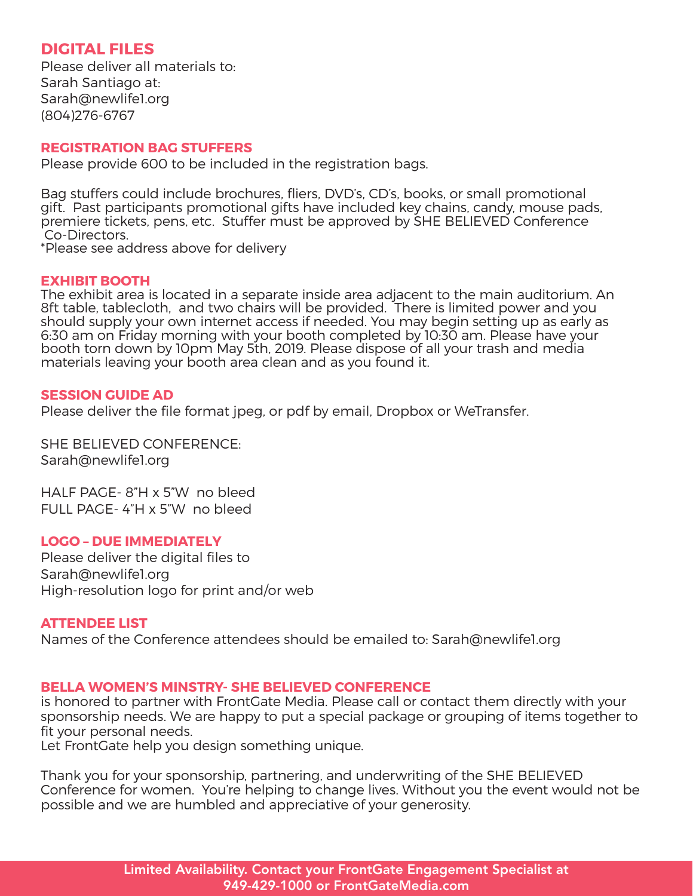## DIGITAL FILES

Please deliver all materials to:
Sarah Santiago at:
Sarah@newlife1.org
(804)276-6767

## REGISTRATION BAG STUFFERS

Please provide 600 to be included in the registration bags.

Bag stuffers could include brochures, fliers, DVD's, CD's, books, or small promotional gift. Past participants promotional gifts have included key chains, candy, mouse pads, premiere tickets, pens, etc. Stuffer must be approved by SHE BELIEVED Conference Co-Directors.
*Please see address above for delivery

## EXHIBIT BOOTH

The exhibit area is located in a separate inside area adjacent to the main auditorium. An 8ft table, tablecloth, and two chairs will be provided. There is limited power and you should supply your own internet access if needed. You may begin setting up as early as 6:30 am on Friday morning with your booth completed by 10:30 am. Please have your booth torn down by 10pm May 5th, 2019. Please dispose of all your trash and media materials leaving your booth area clean and as you found it.

## SESSION GUIDE AD

Please deliver the file format jpeg, or pdf by email, Dropbox or WeTransfer.

SHE BELIEVED CONFERENCE:
Sarah@newlife1.org

HALF PAGE- 8"H x 5"W no bleed
FULL PAGE- 4"H x 5"W no bleed

## LOGO – DUE IMMEDIATELY

Please deliver the digital files to
Sarah@newlife1.org
High-resolution logo for print and/or web

## ATTENDEE LIST

Names of the Conference attendees should be emailed to: Sarah@newlife1.org

## BELLA WOMEN'S MINSTRY- SHE BELIEVED CONFERENCE

is honored to partner with FrontGate Media. Please call or contact them directly with your sponsorship needs. We are happy to put a special package or grouping of items together to fit your personal needs.
Let FrontGate help you design something unique.

Thank you for your sponsorship, partnering, and underwriting of the SHE BELIEVED Conference for women. You're helping to change lives. Without you the event would not be possible and we are humbled and appreciative of your generosity.

**Limited Availability. Contact your FrontGate Engagement Specialist at 949-429-1000 or FrontGateMedia.com**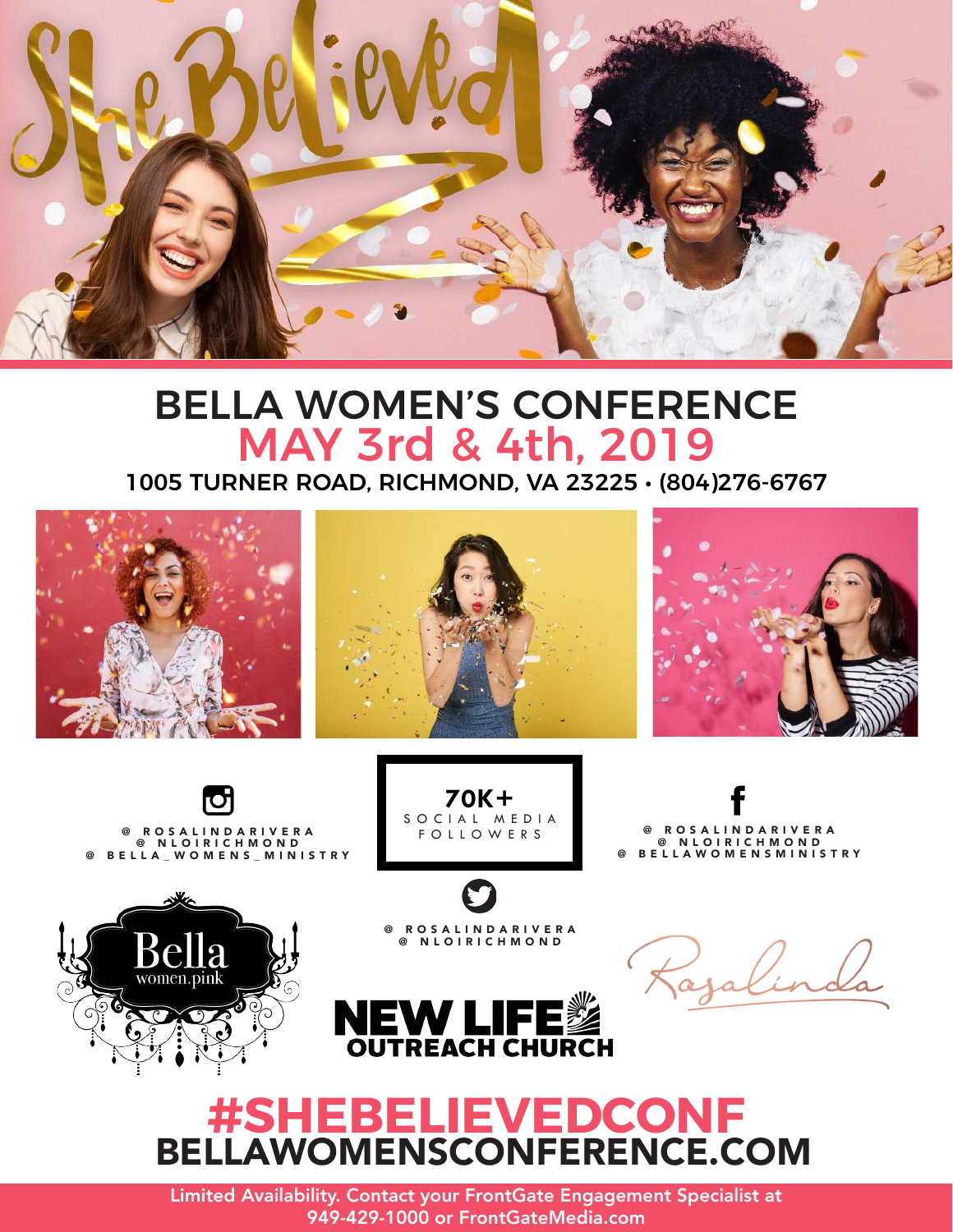# She Believed

## BELLA WOMEN'S CONFERENCE

## MAY 3rd & 4th, 2019

1005 TURNER ROAD, RICHMOND, VA 23225 • (804)276-6767

@ROSALINDARIVERA
@NLOIRICHMOND
@BELLA_WOMENS_MINISTRY

**70K+**
SOCIAL MEDIA FOLLOWERS

@ROSALINDARIVERA
@NLOIRICHMOND
@BELLAWOMENSMINISTRY

@ROSALINDARIVERA
@NLOIRICHMOND

Bella
women.pink

NEW LIFE
OUTREACH CHURCH

Rosalinda

# #SHEBELIEVEDCONF

# BELLAWOMENSCONFERENCE.COM

Limited Availability. Contact your FrontGate Engagement Specialist at 949-429-1000 or FrontGateMedia.com